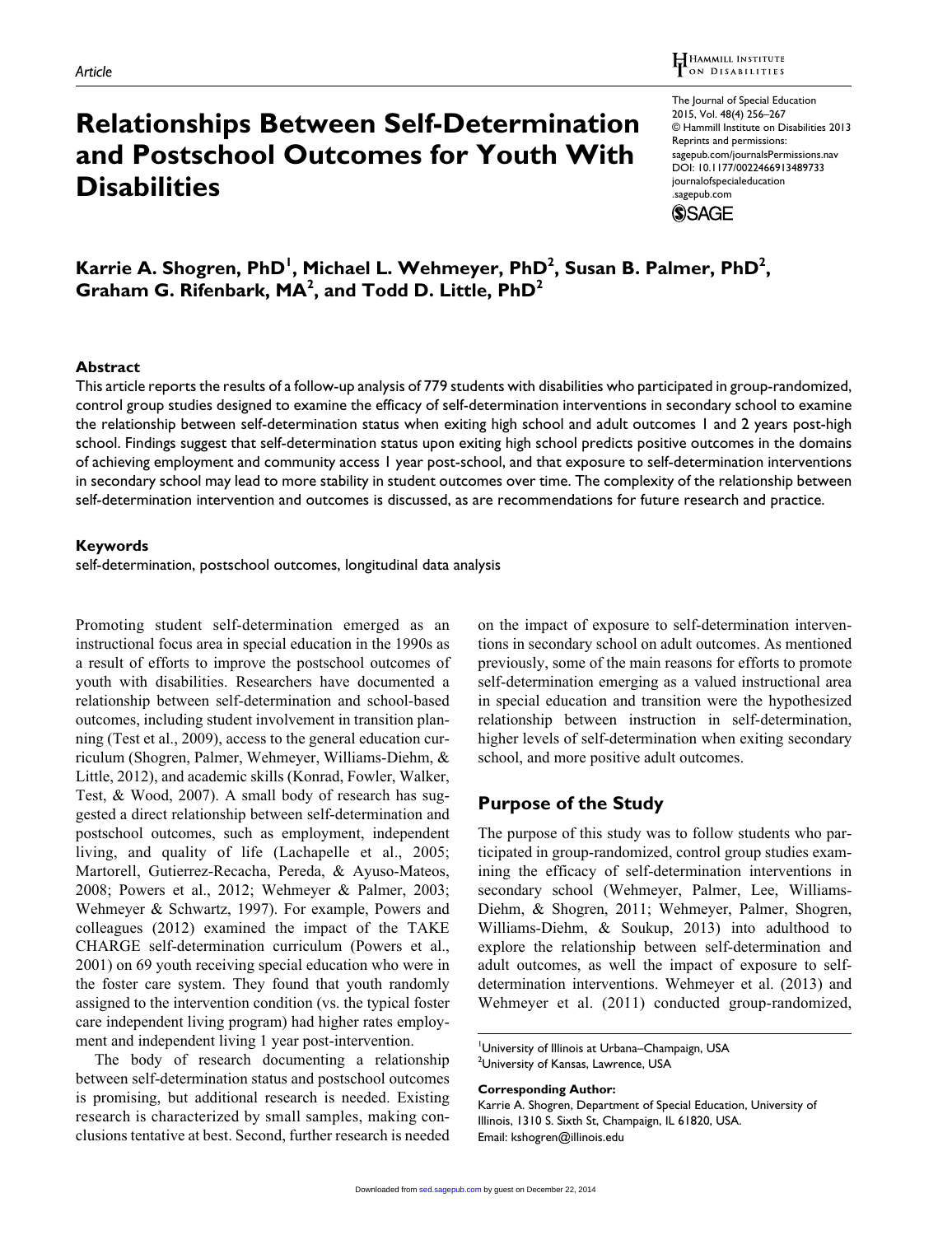Article

# Relationships Between Self-Determination and Postschool Outcomes for Youth With Disabilities

Karrie A. Shogren, PhD[1], Michael L. Wehmeyer, PhD[2], Susan B. Palmer, PhD[2], Graham G. Rifenbark, MA[2], and Todd D. Little, PhD[2]

## Abstract

This article reports the results of a follow-up analysis of 779 students with disabilities who participated in group-randomized, control group studies designed to examine the efficacy of self-determination interventions in secondary school to examine the relationship between self-determination status when exiting high school and adult outcomes 1 and 2 years post-high school. Findings suggest that self-determination status upon exiting high school predicts positive outcomes in the domains of achieving employment and community access 1 year post-school, and that exposure to self-determination interventions in secondary school may lead to more stability in student outcomes over time. The complexity of the relationship between self-determination intervention and outcomes is discussed, as are recommendations for future research and practice.

## Keywords

self-determination, postschool outcomes, longitudinal data analysis

Promoting student self-determination emerged as an instructional focus area in special education in the 1990s as a result of efforts to improve the postschool outcomes of youth with disabilities. Researchers have documented a relationship between self-determination and school-based outcomes, including student involvement in transition planning (Test et al., 2009), access to the general education curriculum (Shogren, Palmer, Wehmeyer, Williams-Diehm, & Little, 2012), and academic skills (Konrad, Fowler, Walker, Test, & Wood, 2007). A small body of research has suggested a direct relationship between self-determination and postschool outcomes, such as employment, independent living, and quality of life (Lachapelle et al., 2005; Martorell, Gutierrez-Recacha, Pereda, & Ayuso-Mateos, 2008; Powers et al., 2012; Wehmeyer & Palmer, 2003; Wehmeyer & Schwartz, 1997). For example, Powers and colleagues (2012) examined the impact of the TAKE CHARGE self-determination curriculum (Powers et al., 2001) on 69 youth receiving special education who were in the foster care system. They found that youth randomly assigned to the intervention condition (vs. the typical foster care independent living program) had higher rates employment and independent living 1 year post-intervention.

The body of research documenting a relationship between self-determination status and postschool outcomes is promising, but additional research is needed. Existing research is characterized by small samples, making conclusions tentative at best. Second, further research is needed on the impact of exposure to self-determination interventions in secondary school on adult outcomes. As mentioned previously, some of the main reasons for efforts to promote self-determination emerging as a valued instructional area in special education and transition were the hypothesized relationship between instruction in self-determination, higher levels of self-determination when exiting secondary school, and more positive adult outcomes.

## Purpose of the Study

The purpose of this study was to follow students who participated in group-randomized, control group studies examining the efficacy of self-determination interventions in secondary school (Wehmeyer, Palmer, Lee, Williams-Diehm, & Shogren, 2011; Wehmeyer, Palmer, Shogren, Williams-Diehm, & Soukup, 2013) into adulthood to explore the relationship between self-determination and adult outcomes, as well the impact of exposure to self-determination interventions. Wehmeyer et al. (2013) and Wehmeyer et al. (2011) conducted group-randomized,

[1]University of Illinois at Urbana–Champaign, USA
[2]University of Kansas, Lawrence, USA

**Corresponding Author:**
Karrie A. Shogren, Department of Special Education, University of Illinois, 1310 S. Sixth St, Champaign, IL 61820, USA.
Email: kshogren@illinois.edu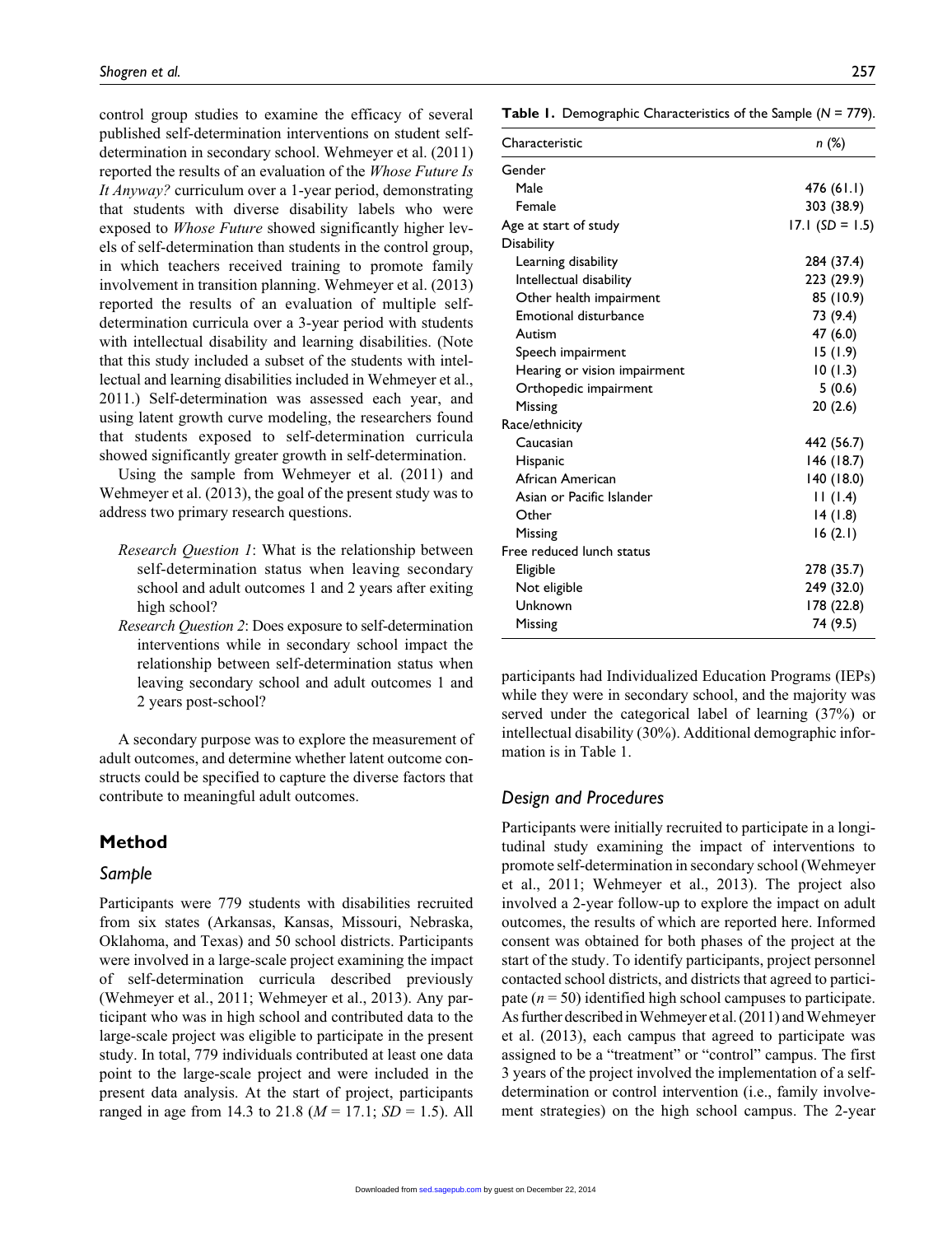control group studies to examine the efficacy of several published self-determination interventions on student self-determination in secondary school. Wehmeyer et al. (2011) reported the results of an evaluation of the *Whose Future Is It Anyway?* curriculum over a 1-year period, demonstrating that students with diverse disability labels who were exposed to *Whose Future* showed significantly higher levels of self-determination than students in the control group, in which teachers received training to promote family involvement in transition planning. Wehmeyer et al. (2013) reported the results of an evaluation of multiple self-determination curricula over a 3-year period with students with intellectual disability and learning disabilities. (Note that this study included a subset of the students with intellectual and learning disabilities included in Wehmeyer et al., 2011.) Self-determination was assessed each year, and using latent growth curve modeling, the researchers found that students exposed to self-determination curricula showed significantly greater growth in self-determination.

Using the sample from Wehmeyer et al. (2011) and Wehmeyer et al. (2013), the goal of the present study was to address two primary research questions.

- *Research Question 1*: What is the relationship between self-determination status when leaving secondary school and adult outcomes 1 and 2 years after exiting high school?
- *Research Question 2*: Does exposure to self-determination interventions while in secondary school impact the relationship between self-determination status when leaving secondary school and adult outcomes 1 and 2 years post-school?

A secondary purpose was to explore the measurement of adult outcomes, and determine whether latent outcome constructs could be specified to capture the diverse factors that contribute to meaningful adult outcomes.

## Method

### Sample

Participants were 779 students with disabilities recruited from six states (Arkansas, Kansas, Missouri, Nebraska, Oklahoma, and Texas) and 50 school districts. Participants were involved in a large-scale project examining the impact of self-determination curricula described previously (Wehmeyer et al., 2011; Wehmeyer et al., 2013). Any participant who was in high school and contributed data to the large-scale project was eligible to participate in the present study. In total, 779 individuals contributed at least one data point to the large-scale project and were included in the present data analysis. At the start of project, participants ranged in age from 14.3 to 21.8 ($M = 17.1$; $SD = 1.5$). All participants had Individualized Education Programs (IEPs) while they were in secondary school, and the majority was served under the categorical label of learning (37%) or intellectual disability (30%). Additional demographic information is in Table 1.

**Table 1.** Demographic Characteristics of the Sample ($N = 779$).

| Characteristic | *n* (%) |
|---|---|
| Gender | |
| Male | 476 (61.1) |
| Female | 303 (38.9) |
| Age at start of study | 17.1 ($SD = 1.5$) |
| Disability | |
| Learning disability | 284 (37.4) |
| Intellectual disability | 223 (29.9) |
| Other health impairment | 85 (10.9) |
| Emotional disturbance | 73 (9.4) |
| Autism | 47 (6.0) |
| Speech impairment | 15 (1.9) |
| Hearing or vision impairment | 10 (1.3) |
| Orthopedic impairment | 5 (0.6) |
| Missing | 20 (2.6) |
| Race/ethnicity | |
| Caucasian | 442 (56.7) |
| Hispanic | 146 (18.7) |
| African American | 140 (18.0) |
| Asian or Pacific Islander | 11 (1.4) |
| Other | 14 (1.8) |
| Missing | 16 (2.1) |
| Free reduced lunch status | |
| Eligible | 278 (35.7) |
| Not eligible | 249 (32.0) |
| Unknown | 178 (22.8) |
| Missing | 74 (9.5) |

### Design and Procedures

Participants were initially recruited to participate in a longitudinal study examining the impact of interventions to promote self-determination in secondary school (Wehmeyer et al., 2011; Wehmeyer et al., 2013). The project also involved a 2-year follow-up to explore the impact on adult outcomes, the results of which are reported here. Informed consent was obtained for both phases of the project at the start of the study. To identify participants, project personnel contacted school districts, and districts that agreed to participate ($n = 50$) identified high school campuses to participate. As further described in Wehmeyer et al. (2011) and Wehmeyer et al. (2013), each campus that agreed to participate was assigned to be a "treatment" or "control" campus. The first 3 years of the project involved the implementation of a self-determination or control intervention (i.e., family involvement strategies) on the high school campus. The 2-year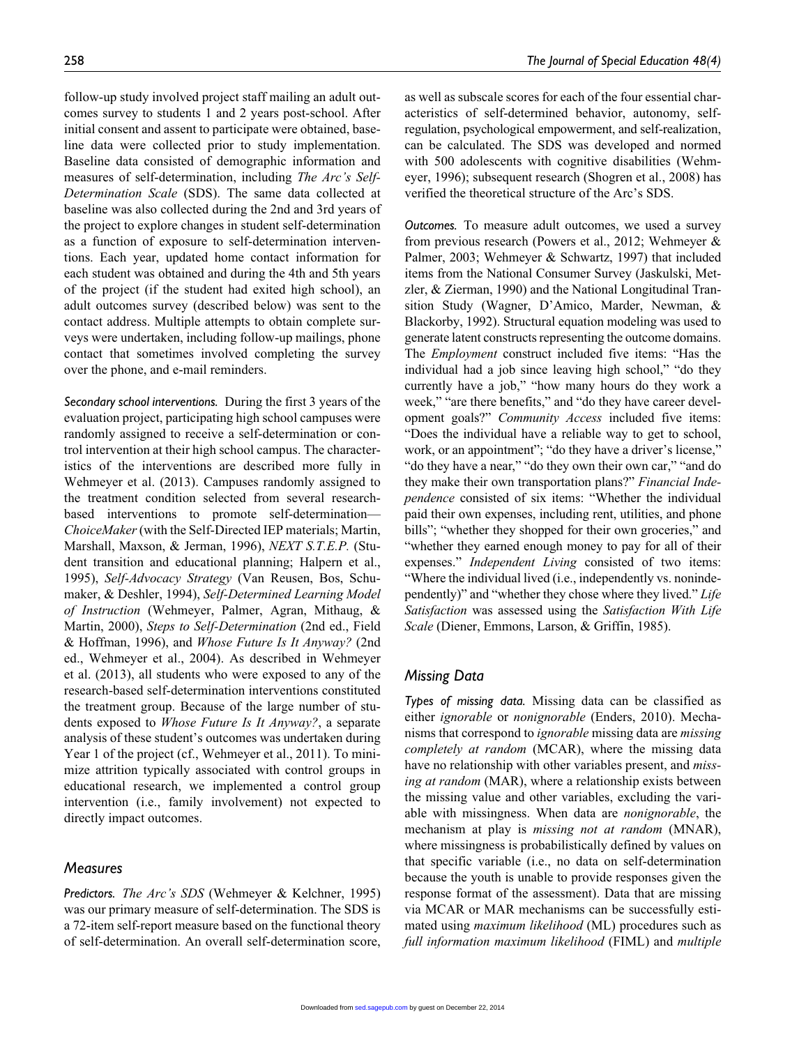follow-up study involved project staff mailing an adult outcomes survey to students 1 and 2 years post-school. After initial consent and assent to participate were obtained, baseline data were collected prior to study implementation. Baseline data consisted of demographic information and measures of self-determination, including *The Arc's Self-Determination Scale* (SDS). The same data collected at baseline was also collected during the 2nd and 3rd years of the project to explore changes in student self-determination as a function of exposure to self-determination interventions. Each year, updated home contact information for each student was obtained and during the 4th and 5th years of the project (if the student had exited high school), an adult outcomes survey (described below) was sent to the contact address. Multiple attempts to obtain complete surveys were undertaken, including follow-up mailings, phone contact that sometimes involved completing the survey over the phone, and e-mail reminders.

*Secondary school interventions.* During the first 3 years of the evaluation project, participating high school campuses were randomly assigned to receive a self-determination or control intervention at their high school campus. The characteristics of the interventions are described more fully in Wehmeyer et al. (2013). Campuses randomly assigned to the treatment condition selected from several research-based interventions to promote self-determination—*ChoiceMaker* (with the Self-Directed IEP materials; Martin, Marshall, Maxson, & Jerman, 1996), *NEXT S.T.E.P.* (Student transition and educational planning; Halpern et al., 1995), *Self-Advocacy Strategy* (Van Reusen, Bos, Schumaker, & Deshler, 1994), *Self-Determined Learning Model of Instruction* (Wehmeyer, Palmer, Agran, Mithaug, & Martin, 2000), *Steps to Self-Determination* (2nd ed., Field & Hoffman, 1996), and *Whose Future Is It Anyway?* (2nd ed., Wehmeyer et al., 2004). As described in Wehmeyer et al. (2013), all students who were exposed to any of the research-based self-determination interventions constituted the treatment group. Because of the large number of students exposed to *Whose Future Is It Anyway?*, a separate analysis of these student's outcomes was undertaken during Year 1 of the project (cf., Wehmeyer et al., 2011). To minimize attrition typically associated with control groups in educational research, we implemented a control group intervention (i.e., family involvement) not expected to directly impact outcomes.

## Measures

*Predictors.* *The Arc's SDS* (Wehmeyer & Kelchner, 1995) was our primary measure of self-determination. The SDS is a 72-item self-report measure based on the functional theory of self-determination. An overall self-determination score, as well as subscale scores for each of the four essential characteristics of self-determined behavior, autonomy, self-regulation, psychological empowerment, and self-realization, can be calculated. The SDS was developed and normed with 500 adolescents with cognitive disabilities (Wehmeyer, 1996); subsequent research (Shogren et al., 2008) has verified the theoretical structure of the Arc's SDS.

*Outcomes.* To measure adult outcomes, we used a survey from previous research (Powers et al., 2012; Wehmeyer & Palmer, 2003; Wehmeyer & Schwartz, 1997) that included items from the National Consumer Survey (Jaskulski, Metzler, & Zierman, 1990) and the National Longitudinal Transition Study (Wagner, D'Amico, Marder, Newman, & Blackorby, 1992). Structural equation modeling was used to generate latent constructs representing the outcome domains. The *Employment* construct included five items: "Has the individual had a job since leaving high school," "do they currently have a job," "how many hours do they work a week," "are there benefits," and "do they have career development goals?" *Community Access* included five items: "Does the individual have a reliable way to get to school, work, or an appointment"; "do they have a driver's license," "do they have a near," "do they own their own car," "and do they make their own transportation plans?" *Financial Independence* consisted of six items: "Whether the individual paid their own expenses, including rent, utilities, and phone bills"; "whether they shopped for their own groceries," and "whether they earned enough money to pay for all of their expenses." *Independent Living* consisted of two items: "Where the individual lived (i.e., independently vs. nonindependently)" and "whether they chose where they lived." *Life Satisfaction* was assessed using the *Satisfaction With Life Scale* (Diener, Emmons, Larson, & Griffin, 1985).

## Missing Data

*Types of missing data.* Missing data can be classified as either *ignorable* or *nonignorable* (Enders, 2010). Mechanisms that correspond to *ignorable* missing data are *missing completely at random* (MCAR), where the missing data have no relationship with other variables present, and *missing at random* (MAR), where a relationship exists between the missing value and other variables, excluding the variable with missingness. When data are *nonignorable*, the mechanism at play is *missing not at random* (MNAR), where missingness is probabilistically defined by values on that specific variable (i.e., no data on self-determination because the youth is unable to provide responses given the response format of the assessment). Data that are missing via MCAR or MAR mechanisms can be successfully estimated using *maximum likelihood* (ML) procedures such as *full information maximum likelihood* (FIML) and *multiple*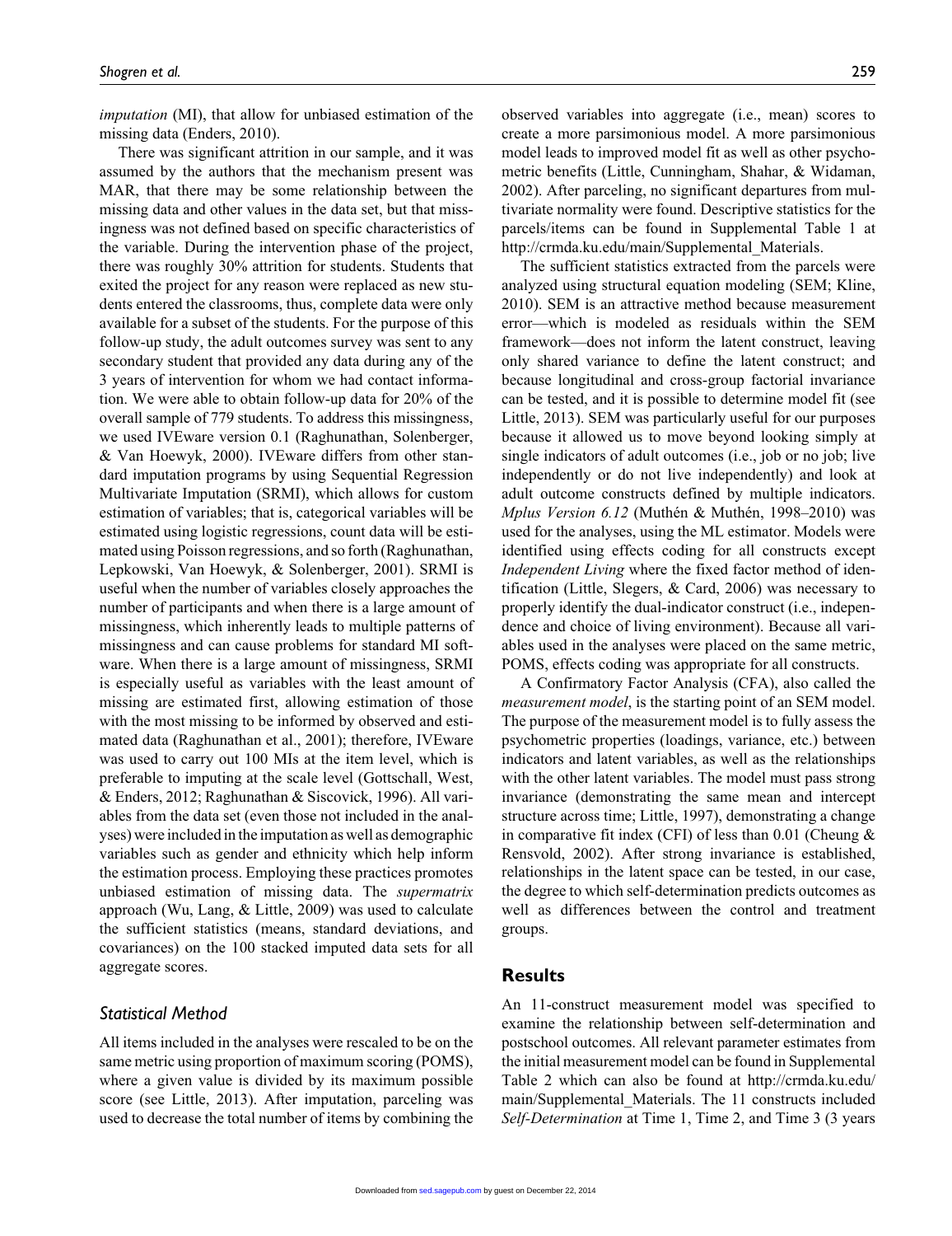*imputation* (MI), that allow for unbiased estimation of the missing data (Enders, 2010).

There was significant attrition in our sample, and it was assumed by the authors that the mechanism present was MAR, that there may be some relationship between the missing data and other values in the data set, but that missingness was not defined based on specific characteristics of the variable. During the intervention phase of the project, there was roughly 30% attrition for students. Students that exited the project for any reason were replaced as new students entered the classrooms, thus, complete data were only available for a subset of the students. For the purpose of this follow-up study, the adult outcomes survey was sent to any secondary student that provided any data during any of the 3 years of intervention for whom we had contact information. We were able to obtain follow-up data for 20% of the overall sample of 779 students. To address this missingness, we used IVEware version 0.1 (Raghunathan, Solenberger, & Van Hoewyk, 2000). IVEware differs from other standard imputation programs by using Sequential Regression Multivariate Imputation (SRMI), which allows for custom estimation of variables; that is, categorical variables will be estimated using logistic regressions, count data will be estimated using Poisson regressions, and so forth (Raghunathan, Lepkowski, Van Hoewyk, & Solenberger, 2001). SRMI is useful when the number of variables closely approaches the number of participants and when there is a large amount of missingness, which inherently leads to multiple patterns of missingness and can cause problems for standard MI software. When there is a large amount of missingness, SRMI is especially useful as variables with the least amount of missing are estimated first, allowing estimation of those with the most missing to be informed by observed and estimated data (Raghunathan et al., 2001); therefore, IVEware was used to carry out 100 MIs at the item level, which is preferable to imputing at the scale level (Gottschall, West, & Enders, 2012; Raghunathan & Siscovick, 1996). All variables from the data set (even those not included in the analyses) were included in the imputation as well as demographic variables such as gender and ethnicity which help inform the estimation process. Employing these practices promotes unbiased estimation of missing data. The *supermatrix* approach (Wu, Lang, & Little, 2009) was used to calculate the sufficient statistics (means, standard deviations, and covariances) on the 100 stacked imputed data sets for all aggregate scores.

### *Statistical Method*

All items included in the analyses were rescaled to be on the same metric using proportion of maximum scoring (POMS), where a given value is divided by its maximum possible score (see Little, 2013). After imputation, parceling was used to decrease the total number of items by combining the observed variables into aggregate (i.e., mean) scores to create a more parsimonious model. A more parsimonious model leads to improved model fit as well as other psychometric benefits (Little, Cunningham, Shahar, & Widaman, 2002). After parceling, no significant departures from multivariate normality were found. Descriptive statistics for the parcels/items can be found in Supplemental Table 1 at http://crmda.ku.edu/main/Supplemental_Materials.

The sufficient statistics extracted from the parcels were analyzed using structural equation modeling (SEM; Kline, 2010). SEM is an attractive method because measurement error—which is modeled as residuals within the SEM framework—does not inform the latent construct, leaving only shared variance to define the latent construct; and because longitudinal and cross-group factorial invariance can be tested, and it is possible to determine model fit (see Little, 2013). SEM was particularly useful for our purposes because it allowed us to move beyond looking simply at single indicators of adult outcomes (i.e., job or no job; live independently or do not live independently) and look at adult outcome constructs defined by multiple indicators. *Mplus Version 6.12* (Muthén & Muthén, 1998–2010) was used for the analyses, using the ML estimator. Models were identified using effects coding for all constructs except *Independent Living* where the fixed factor method of identification (Little, Slegers, & Card, 2006) was necessary to properly identify the dual-indicator construct (i.e., independence and choice of living environment). Because all variables used in the analyses were placed on the same metric, POMS, effects coding was appropriate for all constructs.

A Confirmatory Factor Analysis (CFA), also called the *measurement model*, is the starting point of an SEM model. The purpose of the measurement model is to fully assess the psychometric properties (loadings, variance, etc.) between indicators and latent variables, as well as the relationships with the other latent variables. The model must pass strong invariance (demonstrating the same mean and intercept structure across time; Little, 1997), demonstrating a change in comparative fit index (CFI) of less than 0.01 (Cheung & Rensvold, 2002). After strong invariance is established, relationships in the latent space can be tested, in our case, the degree to which self-determination predicts outcomes as well as differences between the control and treatment groups.

## Results

An 11-construct measurement model was specified to examine the relationship between self-determination and postschool outcomes. All relevant parameter estimates from the initial measurement model can be found in Supplemental Table 2 which can also be found at http://crmda.ku.edu/main/Supplemental_Materials. The 11 constructs included *Self-Determination* at Time 1, Time 2, and Time 3 (3 years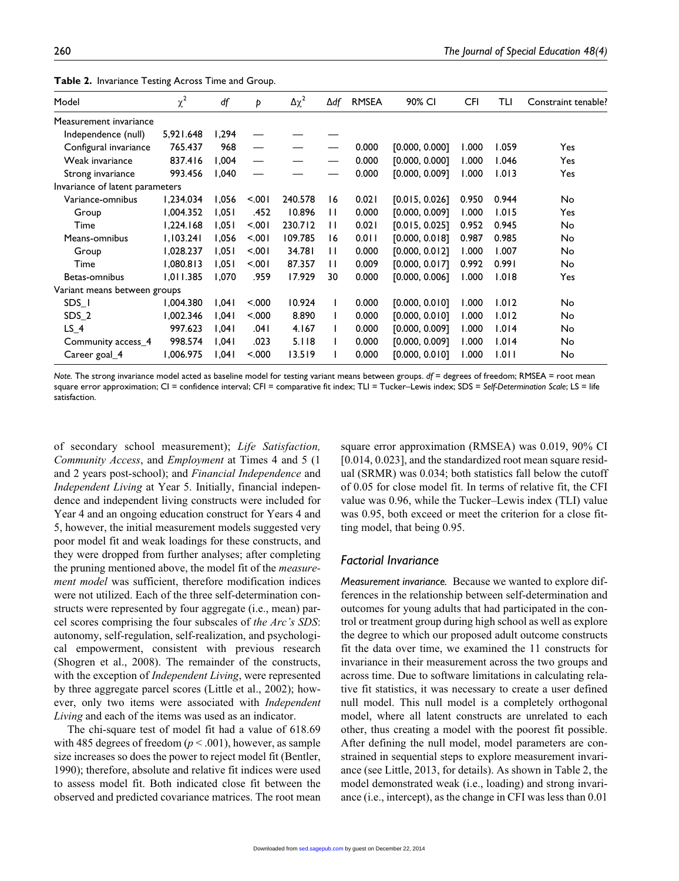**Table 2.** Invariance Testing Across Time and Group.

| Model | $\chi^2$ | *df* | *p* | $\Delta\chi^2$ | $\Delta df$ | RMSEA | 90% CI | CFI | TLI | Constraint tenable? |
|---|---|---|---|---|---|---|---|---|---|---|
| Measurement invariance | | | | | | | | | | |
| Independence (null) | 5,921.648 | 1,294 | — | — | — | | | | | |
| Configural invariance | 765.437 | 968 | — | — | — | 0.000 | [0.000, 0.000] | 1.000 | 1.059 | Yes |
| Weak invariance | 837.416 | 1,004 | — | — | — | 0.000 | [0.000, 0.000] | 1.000 | 1.046 | Yes |
| Strong invariance | 993.456 | 1,040 | — | — | — | 0.000 | [0.000, 0.009] | 1.000 | 1.013 | Yes |
| Invariance of latent parameters | | | | | | | | | | |
| Variance-omnibus | 1,234.034 | 1,056 | <.001 | 240.578 | 16 | 0.021 | [0.015, 0.026] | 0.950 | 0.944 | No |
| Group | 1,004.352 | 1,051 | .452 | 10.896 | 11 | 0.000 | [0.000, 0.009] | 1.000 | 1.015 | Yes |
| Time | 1,224.168 | 1,051 | <.001 | 230.712 | 11 | 0.021 | [0.015, 0.025] | 0.952 | 0.945 | No |
| Means-omnibus | 1,103.241 | 1,056 | <.001 | 109.785 | 16 | 0.011 | [0.000, 0.018] | 0.987 | 0.985 | No |
| Group | 1,028.237 | 1,051 | <.001 | 34.781 | 11 | 0.000 | [0.000, 0.012] | 1.000 | 1.007 | No |
| Time | 1,080.813 | 1,051 | <.001 | 87.357 | 11 | 0.009 | [0.000, 0.017] | 0.992 | 0.991 | No |
| Betas-omnibus | 1,011.385 | 1,070 | .959 | 17.929 | 30 | 0.000 | [0.000, 0.006] | 1.000 | 1.018 | Yes |
| Variant means between groups | | | | | | | | | | |
| SDS_1 | 1,004.380 | 1,041 | <.000 | 10.924 | 1 | 0.000 | [0.000, 0.010] | 1.000 | 1.012 | No |
| SDS_2 | 1,002.346 | 1,041 | <.000 | 8.890 | 1 | 0.000 | [0.000, 0.010] | 1.000 | 1.012 | No |
| LS_4 | 997.623 | 1,041 | .041 | 4.167 | 1 | 0.000 | [0.000, 0.009] | 1.000 | 1.014 | No |
| Community access_4 | 998.574 | 1,041 | .023 | 5.118 | 1 | 0.000 | [0.000, 0.009] | 1.000 | 1.014 | No |
| Career goal_4 | 1,006.975 | 1,041 | <.000 | 13.519 | 1 | 0.000 | [0.000, 0.010] | 1.000 | 1.011 | No |

*Note.* The strong invariance model acted as baseline model for testing variant means between groups. *df* = degrees of freedom; RMSEA = root mean square error approximation; CI = confidence interval; CFI = comparative fit index; TLI = Tucker–Lewis index; SDS = *Self-Determination Scale*; LS = life satisfaction.

of secondary school measurement); *Life Satisfaction, Community Access*, and *Employment* at Times 4 and 5 (1 and 2 years post-school); and *Financial Independence* and *Independent Living* at Year 5. Initially, financial independence and independent living constructs were included for Year 4 and an ongoing education construct for Years 4 and 5, however, the initial measurement models suggested very poor model fit and weak loadings for these constructs, and they were dropped from further analyses; after completing the pruning mentioned above, the model fit of the *measurement model* was sufficient, therefore modification indices were not utilized. Each of the three self-determination constructs were represented by four aggregate (i.e., mean) parcel scores comprising the four subscales of *the Arc's SDS*: autonomy, self-regulation, self-realization, and psychological empowerment, consistent with previous research (Shogren et al., 2008). The remainder of the constructs, with the exception of *Independent Living*, were represented by three aggregate parcel scores (Little et al., 2002); however, only two items were associated with *Independent Living* and each of the items was used as an indicator.

The chi-square test of model fit had a value of 618.69 with 485 degrees of freedom ($p < .001$), however, as sample size increases so does the power to reject model fit (Bentler, 1990); therefore, absolute and relative fit indices were used to assess model fit. Both indicated close fit between the observed and predicted covariance matrices. The root mean square error approximation (RMSEA) was 0.019, 90% CI [0.014, 0.023], and the standardized root mean square residual (SRMR) was 0.034; both statistics fall below the cutoff of 0.05 for close model fit. In terms of relative fit, the CFI value was 0.96, while the Tucker–Lewis index (TLI) value was 0.95, both exceed or meet the criterion for a close fitting model, that being 0.95.

## Factorial Invariance

*Measurement invariance.* Because we wanted to explore differences in the relationship between self-determination and outcomes for young adults that had participated in the control or treatment group during high school as well as explore the degree to which our proposed adult outcome constructs fit the data over time, we examined the 11 constructs for invariance in their measurement across the two groups and across time. Due to software limitations in calculating relative fit statistics, it was necessary to create a user defined null model. This null model is a completely orthogonal model, where all latent constructs are unrelated to each other, thus creating a model with the poorest fit possible. After defining the null model, model parameters are constrained in sequential steps to explore measurement invariance (see Little, 2013, for details). As shown in Table 2, the model demonstrated weak (i.e., loading) and strong invariance (i.e., intercept), as the change in CFI was less than 0.01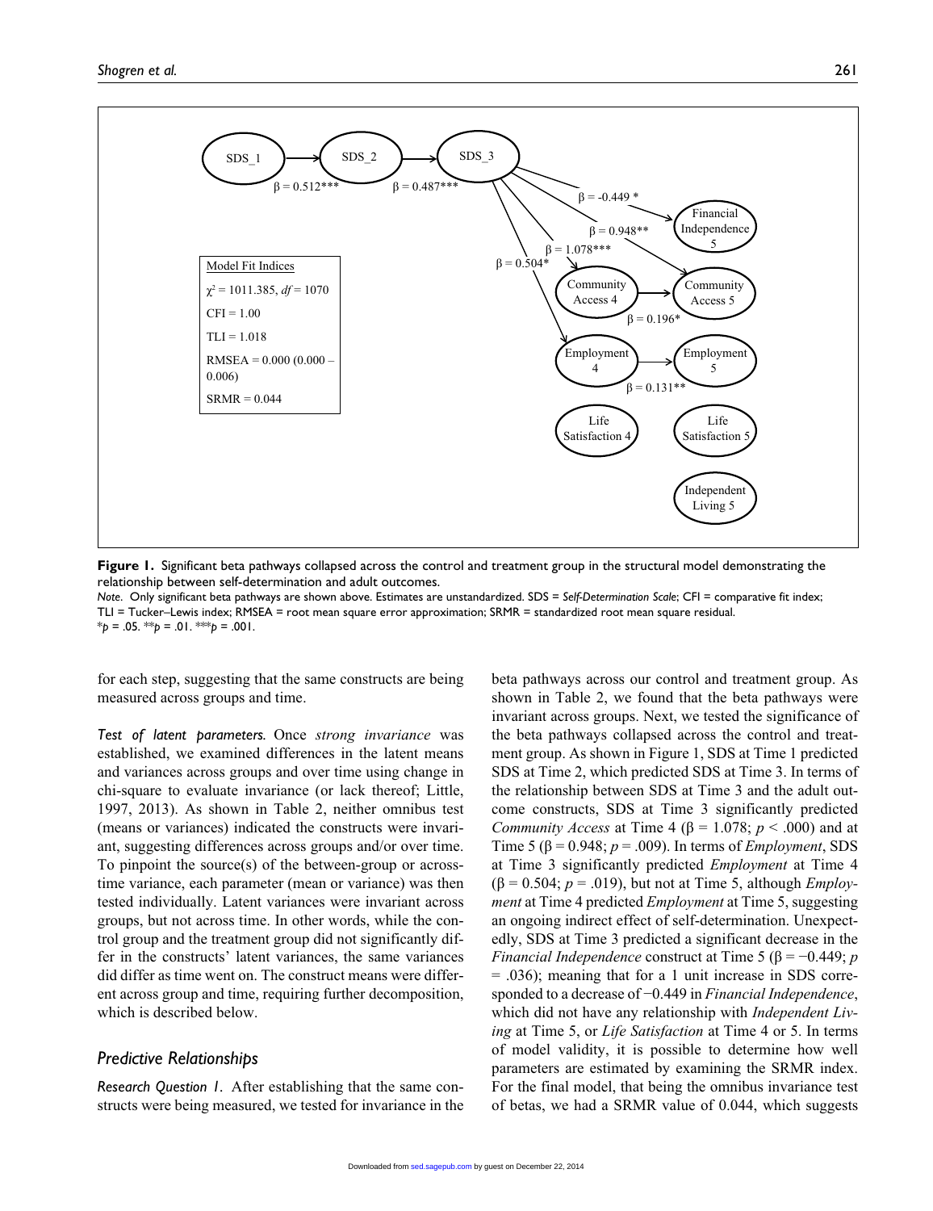**Figure 1.** Significant beta pathways collapsed across the control and treatment group in the structural model demonstrating the relationship between self-determination and adult outcomes.

*Note.* Only significant beta pathways are shown above. Estimates are unstandardized. SDS = *Self-Determination Scale*; CFI = comparative fit index; TLI = Tucker–Lewis index; RMSEA = root mean square error approximation; SRMR = standardized root mean square residual.
$^{*}p = .05$. $^{**}p = .01$. $^{***}p = .001$.

for each step, suggesting that the same constructs are being measured across groups and time.

*Test of latent parameters.* Once *strong invariance* was established, we examined differences in the latent means and variances across groups and over time using change in chi-square to evaluate invariance (or lack thereof; Little, 1997, 2013). As shown in Table 2, neither omnibus test (means or variances) indicated the constructs were invariant, suggesting differences across groups and/or over time. To pinpoint the source(s) of the between-group or across-time variance, each parameter (mean or variance) was then tested individually. Latent variances were invariant across groups, but not across time. In other words, while the control group and the treatment group did not significantly differ in the constructs' latent variances, the same variances did differ as time went on. The construct means were different across group and time, requiring further decomposition, which is described below.

## Predictive Relationships

*Research Question 1.* After establishing that the same constructs were being measured, we tested for invariance in the beta pathways across our control and treatment group. As shown in Table 2, we found that the beta pathways were invariant across groups. Next, we tested the significance of the beta pathways collapsed across the control and treatment group. As shown in Figure 1, SDS at Time 1 predicted SDS at Time 2, which predicted SDS at Time 3. In terms of the relationship between SDS at Time 3 and the adult outcome constructs, SDS at Time 3 significantly predicted *Community Access* at Time 4 ($\beta = 1.078$; $p < .000$) and at Time 5 ($\beta = 0.948$; $p = .009$). In terms of *Employment*, SDS at Time 3 significantly predicted *Employment* at Time 4 ($\beta = 0.504$; $p = .019$), but not at Time 5, although *Employment* at Time 4 predicted *Employment* at Time 5, suggesting an ongoing indirect effect of self-determination. Unexpectedly, SDS at Time 3 predicted a significant decrease in the *Financial Independence* construct at Time 5 ($\beta = -0.449$; $p = .036$); meaning that for a 1 unit increase in SDS corresponded to a decrease of $-0.449$ in *Financial Independence*, which did not have any relationship with *Independent Living* at Time 5, or *Life Satisfaction* at Time 4 or 5. In terms of model validity, it is possible to determine how well parameters are estimated by examining the SRMR index. For the final model, that being the omnibus invariance test of betas, we had a SRMR value of 0.044, which suggests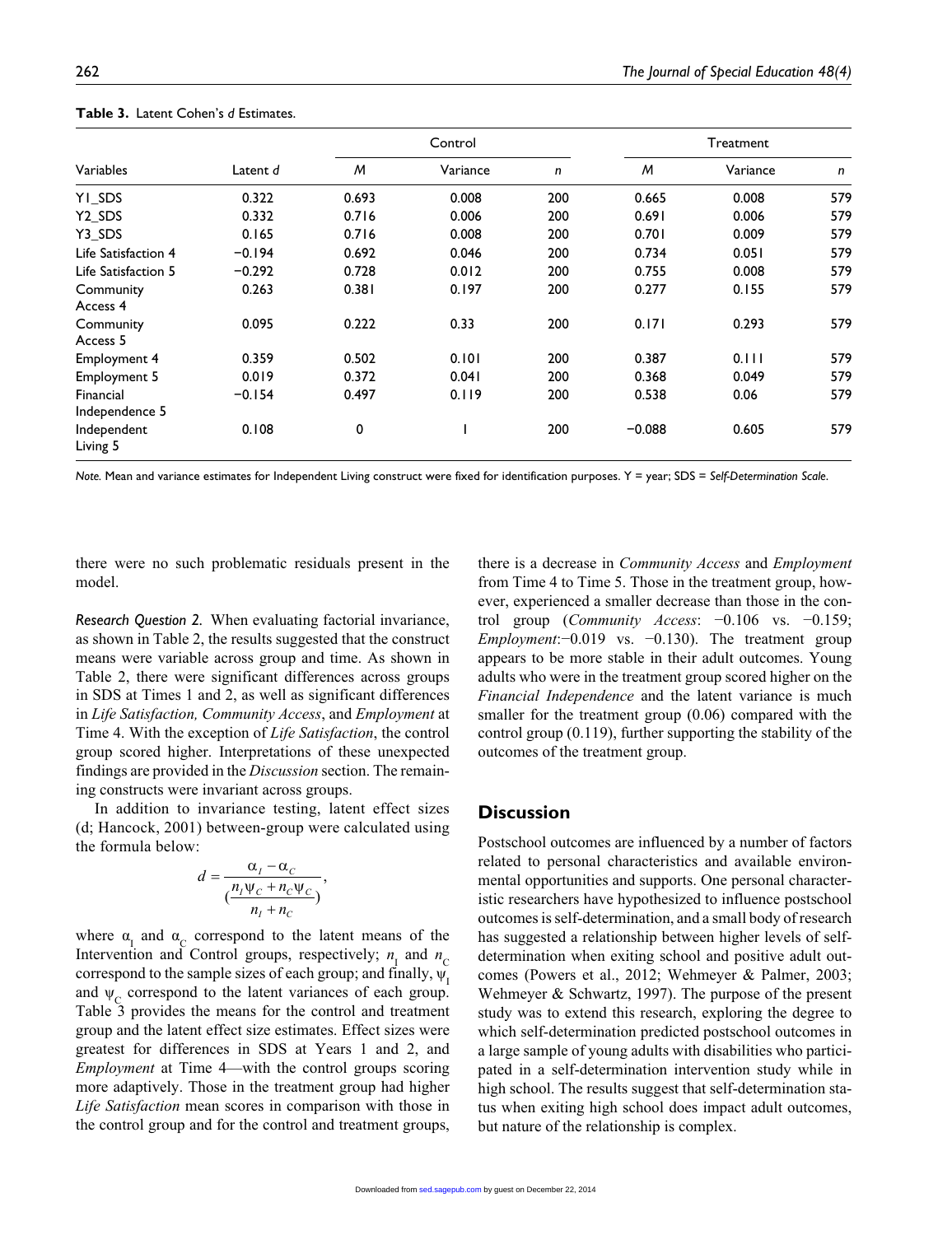**Table 3.** Latent Cohen's *d* Estimates.

| Variables | Latent *d* | Control | | | Treatment | | |
|---|---|---|---|---|---|---|---|
| | | *M* | Variance | *n* | *M* | Variance | *n* |
| Y1_SDS | 0.322 | 0.693 | 0.008 | 200 | 0.665 | 0.008 | 579 |
| Y2_SDS | 0.332 | 0.716 | 0.006 | 200 | 0.691 | 0.006 | 579 |
| Y3_SDS | 0.165 | 0.716 | 0.008 | 200 | 0.701 | 0.009 | 579 |
| Life Satisfaction 4 | −0.194 | 0.692 | 0.046 | 200 | 0.734 | 0.051 | 579 |
| Life Satisfaction 5 | −0.292 | 0.728 | 0.012 | 200 | 0.755 | 0.008 | 579 |
| Community Access 4 | 0.263 | 0.381 | 0.197 | 200 | 0.277 | 0.155 | 579 |
| Community Access 5 | 0.095 | 0.222 | 0.33 | 200 | 0.171 | 0.293 | 579 |
| Employment 4 | 0.359 | 0.502 | 0.101 | 200 | 0.387 | 0.111 | 579 |
| Employment 5 | 0.019 | 0.372 | 0.041 | 200 | 0.368 | 0.049 | 579 |
| Financial Independence 5 | −0.154 | 0.497 | 0.119 | 200 | 0.538 | 0.06 | 579 |
| Independent Living 5 | 0.108 | 0 | 1 | 200 | −0.088 | 0.605 | 579 |

*Note.* Mean and variance estimates for Independent Living construct were fixed for identification purposes. Y = year; SDS = *Self-Determination Scale*.

there were no such problematic residuals present in the model.

*Research Question 2.* When evaluating factorial invariance, as shown in Table 2, the results suggested that the construct means were variable across group and time. As shown in Table 2, there were significant differences across groups in SDS at Times 1 and 2, as well as significant differences in *Life Satisfaction, Community Access*, and *Employment* at Time 4. With the exception of *Life Satisfaction*, the control group scored higher. Interpretations of these unexpected findings are provided in the *Discussion* section. The remaining constructs were invariant across groups.

In addition to invariance testing, latent effect sizes (d; Hancock, 2001) between-group were calculated using the formula below:

$$d = \frac{\alpha_I - \alpha_C}{\left(\frac{n_I \psi_C + n_C \psi_C}{n_I + n_C}\right)},$$

where $\alpha_I$ and $\alpha_C$ correspond to the latent means of the Intervention and Control groups, respectively; $n_I$ and $n_C$ correspond to the sample sizes of each group; and finally, $\psi_I$ and $\psi_C$ correspond to the latent variances of each group. Table 3 provides the means for the control and treatment group and the latent effect size estimates. Effect sizes were greatest for differences in SDS at Years 1 and 2, and *Employment* at Time 4—with the control groups scoring more adaptively. Those in the treatment group had higher *Life Satisfaction* mean scores in comparison with those in the control group and for the control and treatment groups, there is a decrease in *Community Access* and *Employment* from Time 4 to Time 5. Those in the treatment group, however, experienced a smaller decrease than those in the control group (*Community Access*: −0.106 vs. −0.159; *Employment*:−0.019 vs. −0.130). The treatment group appears to be more stable in their adult outcomes. Young adults who were in the treatment group scored higher on the *Financial Independence* and the latent variance is much smaller for the treatment group (0.06) compared with the control group (0.119), further supporting the stability of the outcomes of the treatment group.

## Discussion

Postschool outcomes are influenced by a number of factors related to personal characteristics and available environmental opportunities and supports. One personal characteristic researchers have hypothesized to influence postschool outcomes is self-determination, and a small body of research has suggested a relationship between higher levels of self-determination when exiting school and positive adult outcomes (Powers et al., 2012; Wehmeyer & Palmer, 2003; Wehmeyer & Schwartz, 1997). The purpose of the present study was to extend this research, exploring the degree to which self-determination predicted postschool outcomes in a large sample of young adults with disabilities who participated in a self-determination intervention study while in high school. The results suggest that self-determination status when exiting high school does impact adult outcomes, but nature of the relationship is complex.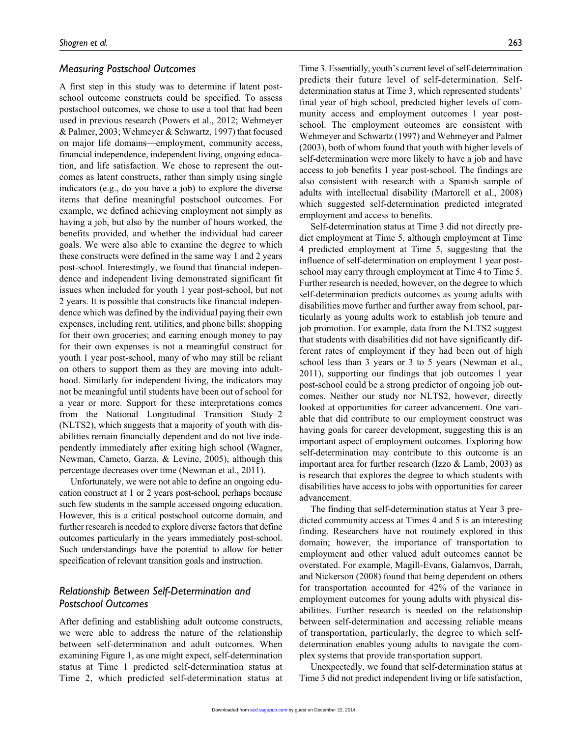### *Measuring Postschool Outcomes*

A first step in this study was to determine if latent postschool outcome constructs could be specified. To assess postschool outcomes, we chose to use a tool that had been used in previous research (Powers et al., 2012; Wehmeyer & Palmer, 2003; Wehmeyer & Schwartz, 1997) that focused on major life domains—employment, community access, financial independence, independent living, ongoing education, and life satisfaction. We chose to represent the outcomes as latent constructs, rather than simply using single indicators (e.g., do you have a job) to explore the diverse items that define meaningful postschool outcomes. For example, we defined achieving employment not simply as having a job, but also by the number of hours worked, the benefits provided, and whether the individual had career goals. We were also able to examine the degree to which these constructs were defined in the same way 1 and 2 years post-school. Interestingly, we found that financial independence and independent living demonstrated significant fit issues when included for youth 1 year post-school, but not 2 years. It is possible that constructs like financial independence which was defined by the individual paying their own expenses, including rent, utilities, and phone bills; shopping for their own groceries; and earning enough money to pay for their own expenses is not a meaningful construct for youth 1 year post-school, many of who may still be reliant on others to support them as they are moving into adulthood. Similarly for independent living, the indicators may not be meaningful until students have been out of school for a year or more. Support for these interpretations comes from the National Longitudinal Transition Study–2 (NLTS2), which suggests that a majority of youth with disabilities remain financially dependent and do not live independently immediately after exiting high school (Wagner, Newman, Cameto, Garza, & Levine, 2005), although this percentage decreases over time (Newman et al., 2011).

Unfortunately, we were not able to define an ongoing education construct at 1 or 2 years post-school, perhaps because such few students in the sample accessed ongoing education. However, this is a critical postschool outcome domain, and further research is needed to explore diverse factors that define outcomes particularly in the years immediately post-school. Such understandings have the potential to allow for better specification of relevant transition goals and instruction.

### *Relationship Between Self-Determination and Postschool Outcomes*

After defining and establishing adult outcome constructs, we were able to address the nature of the relationship between self-determination and adult outcomes. When examining Figure 1, as one might expect, self-determination status at Time 1 predicted self-determination status at Time 2, which predicted self-determination status at Time 3. Essentially, youth's current level of self-determination predicts their future level of self-determination. Self-determination status at Time 3, which represented students' final year of high school, predicted higher levels of community access and employment outcomes 1 year post-school. The employment outcomes are consistent with Wehmeyer and Schwartz (1997) and Wehmeyer and Palmer (2003), both of whom found that youth with higher levels of self-determination were more likely to have a job and have access to job benefits 1 year post-school. The findings are also consistent with research with a Spanish sample of adults with intellectual disability (Martorell et al., 2008) which suggested self-determination predicted integrated employment and access to benefits.

Self-determination status at Time 3 did not directly predict employment at Time 5, although employment at Time 4 predicted employment at Time 5, suggesting that the influence of self-determination on employment 1 year post-school may carry through employment at Time 4 to Time 5. Further research is needed, however, on the degree to which self-determination predicts outcomes as young adults with disabilities move further and further away from school, particularly as young adults work to establish job tenure and job promotion. For example, data from the NLTS2 suggest that students with disabilities did not have significantly different rates of employment if they had been out of high school less than 3 years or 3 to 5 years (Newman et al., 2011), supporting our findings that job outcomes 1 year post-school could be a strong predictor of ongoing job outcomes. Neither our study nor NLTS2, however, directly looked at opportunities for career advancement. One variable that did contribute to our employment construct was having goals for career development, suggesting this is an important aspect of employment outcomes. Exploring how self-determination may contribute to this outcome is an important area for further research (Izzo & Lamb, 2003) as is research that explores the degree to which students with disabilities have access to jobs with opportunities for career advancement.

The finding that self-determination status at Year 3 predicted community access at Times 4 and 5 is an interesting finding. Researchers have not routinely explored in this domain; however, the importance of transportation to employment and other valued adult outcomes cannot be overstated. For example, Magill-Evans, Galamvos, Darrah, and Nickerson (2008) found that being dependent on others for transportation accounted for 42% of the variance in employment outcomes for young adults with physical disabilities. Further research is needed on the relationship between self-determination and accessing reliable means of transportation, particularly, the degree to which self-determination enables young adults to navigate the complex systems that provide transportation support.

Unexpectedly, we found that self-determination status at Time 3 did not predict independent living or life satisfaction,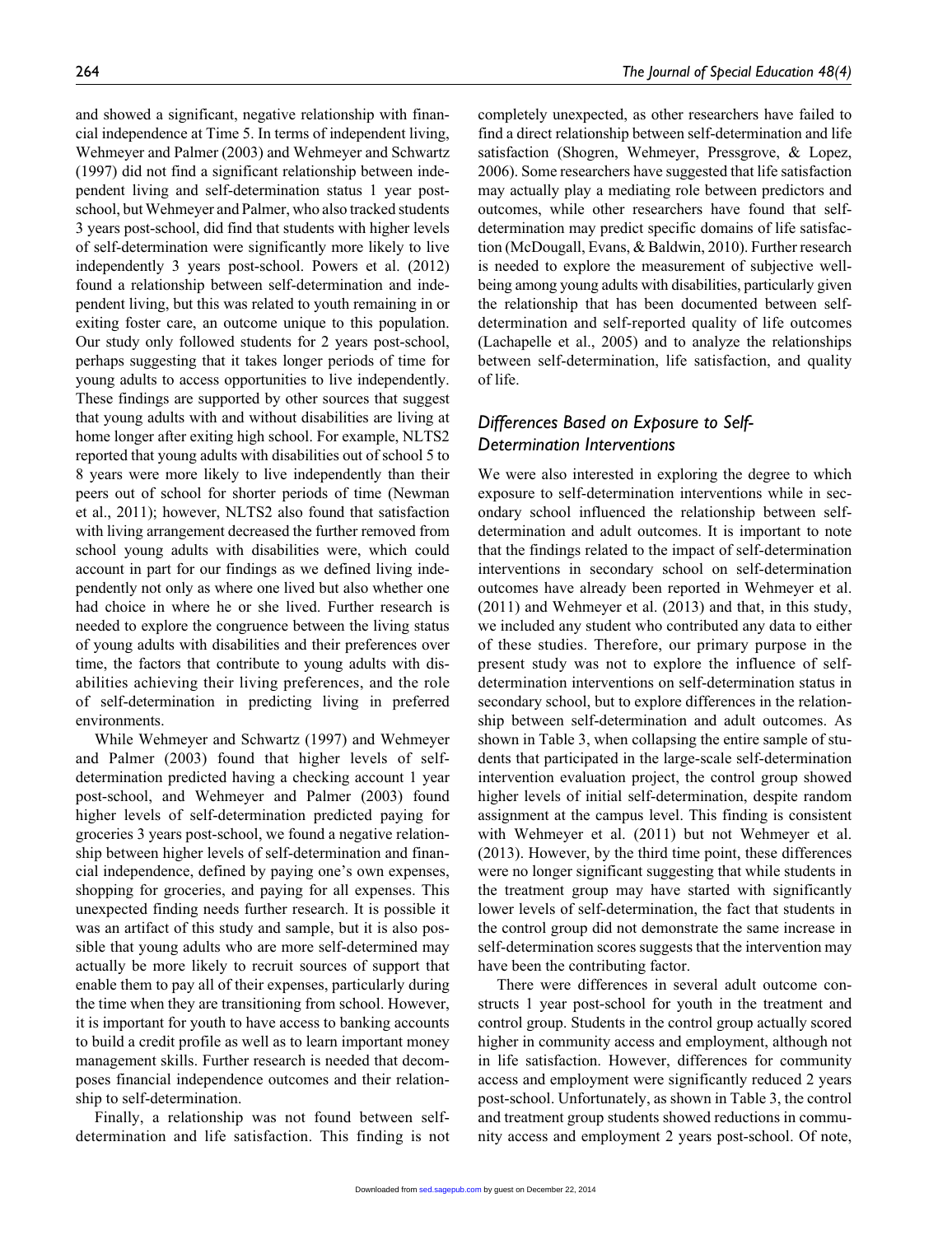and showed a significant, negative relationship with financial independence at Time 5. In terms of independent living, Wehmeyer and Palmer (2003) and Wehmeyer and Schwartz (1997) did not find a significant relationship between independent living and self-determination status 1 year post-school, but Wehmeyer and Palmer, who also tracked students 3 years post-school, did find that students with higher levels of self-determination were significantly more likely to live independently 3 years post-school. Powers et al. (2012) found a relationship between self-determination and independent living, but this was related to youth remaining in or exiting foster care, an outcome unique to this population. Our study only followed students for 2 years post-school, perhaps suggesting that it takes longer periods of time for young adults to access opportunities to live independently. These findings are supported by other sources that suggest that young adults with and without disabilities are living at home longer after exiting high school. For example, NLTS2 reported that young adults with disabilities out of school 5 to 8 years were more likely to live independently than their peers out of school for shorter periods of time (Newman et al., 2011); however, NLTS2 also found that satisfaction with living arrangement decreased the further removed from school young adults with disabilities were, which could account in part for our findings as we defined living independently not only as where one lived but also whether one had choice in where he or she lived. Further research is needed to explore the congruence between the living status of young adults with disabilities and their preferences over time, the factors that contribute to young adults with disabilities achieving their living preferences, and the role of self-determination in predicting living in preferred environments.

While Wehmeyer and Schwartz (1997) and Wehmeyer and Palmer (2003) found that higher levels of self-determination predicted having a checking account 1 year post-school, and Wehmeyer and Palmer (2003) found higher levels of self-determination predicted paying for groceries 3 years post-school, we found a negative relationship between higher levels of self-determination and financial independence, defined by paying one's own expenses, shopping for groceries, and paying for all expenses. This unexpected finding needs further research. It is possible it was an artifact of this study and sample, but it is also possible that young adults who are more self-determined may actually be more likely to recruit sources of support that enable them to pay all of their expenses, particularly during the time when they are transitioning from school. However, it is important for youth to have access to banking accounts to build a credit profile as well as to learn important money management skills. Further research is needed that decomposes financial independence outcomes and their relationship to self-determination.

Finally, a relationship was not found between self-determination and life satisfaction. This finding is not completely unexpected, as other researchers have failed to find a direct relationship between self-determination and life satisfaction (Shogren, Wehmeyer, Pressgrove, & Lopez, 2006). Some researchers have suggested that life satisfaction may actually play a mediating role between predictors and outcomes, while other researchers have found that self-determination may predict specific domains of life satisfaction (McDougall, Evans, & Baldwin, 2010). Further research is needed to explore the measurement of subjective well-being among young adults with disabilities, particularly given the relationship that has been documented between self-determination and self-reported quality of life outcomes (Lachapelle et al., 2005) and to analyze the relationships between self-determination, life satisfaction, and quality of life.

### *Differences Based on Exposure to Self-Determination Interventions*

We were also interested in exploring the degree to which exposure to self-determination interventions while in secondary school influenced the relationship between self-determination and adult outcomes. It is important to note that the findings related to the impact of self-determination interventions in secondary school on self-determination outcomes have already been reported in Wehmeyer et al. (2011) and Wehmeyer et al. (2013) and that, in this study, we included any student who contributed any data to either of these studies. Therefore, our primary purpose in the present study was not to explore the influence of self-determination interventions on self-determination status in secondary school, but to explore differences in the relationship between self-determination and adult outcomes. As shown in Table 3, when collapsing the entire sample of students that participated in the large-scale self-determination intervention evaluation project, the control group showed higher levels of initial self-determination, despite random assignment at the campus level. This finding is consistent with Wehmeyer et al. (2011) but not Wehmeyer et al. (2013). However, by the third time point, these differences were no longer significant suggesting that while students in the treatment group may have started with significantly lower levels of self-determination, the fact that students in the control group did not demonstrate the same increase in self-determination scores suggests that the intervention may have been the contributing factor.

There were differences in several adult outcome constructs 1 year post-school for youth in the treatment and control group. Students in the control group actually scored higher in community access and employment, although not in life satisfaction. However, differences for community access and employment were significantly reduced 2 years post-school. Unfortunately, as shown in Table 3, the control and treatment group students showed reductions in community access and employment 2 years post-school. Of note,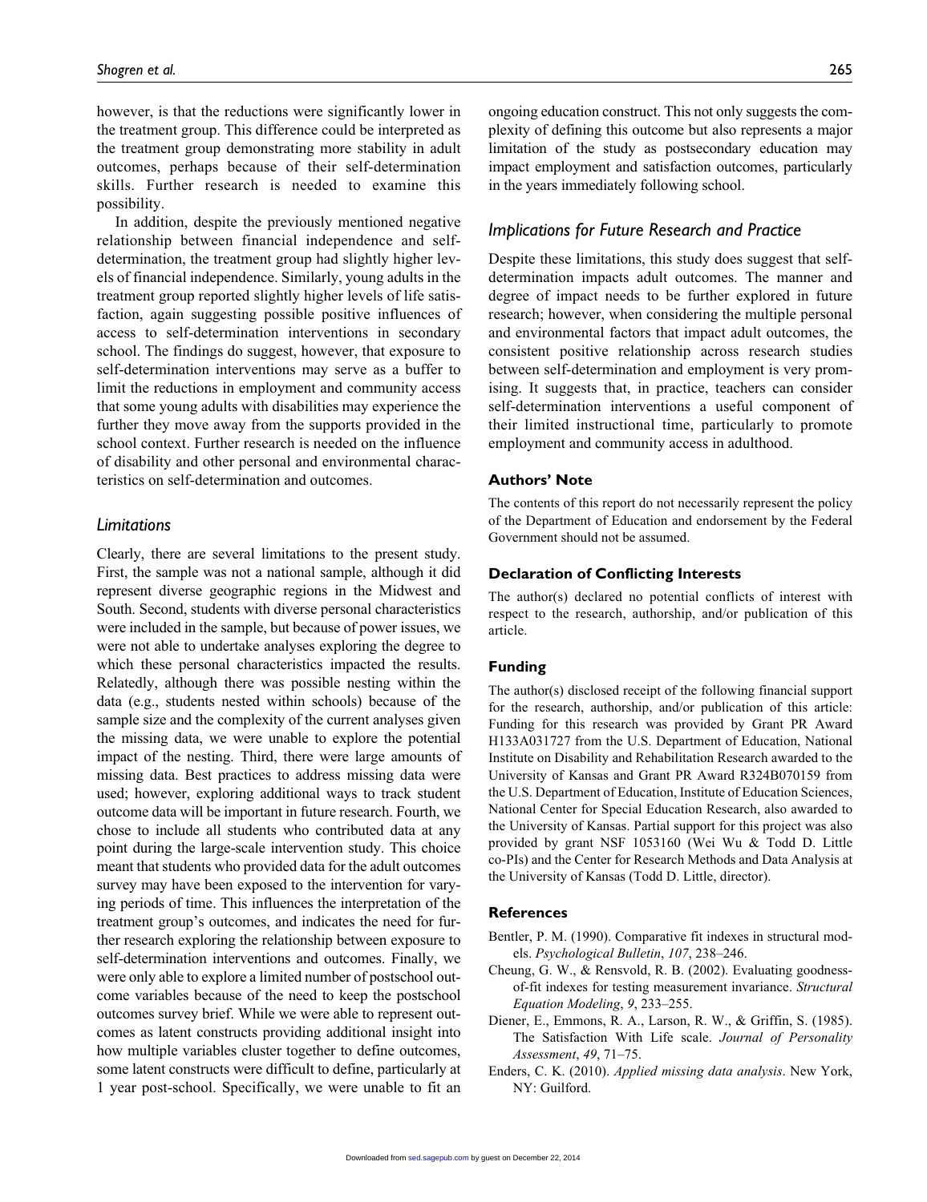however, is that the reductions were significantly lower in the treatment group. This difference could be interpreted as the treatment group demonstrating more stability in adult outcomes, perhaps because of their self-determination skills. Further research is needed to examine this possibility.

In addition, despite the previously mentioned negative relationship between financial independence and self-determination, the treatment group had slightly higher levels of financial independence. Similarly, young adults in the treatment group reported slightly higher levels of life satisfaction, again suggesting possible positive influences of access to self-determination interventions in secondary school. The findings do suggest, however, that exposure to self-determination interventions may serve as a buffer to limit the reductions in employment and community access that some young adults with disabilities may experience the further they move away from the supports provided in the school context. Further research is needed on the influence of disability and other personal and environmental characteristics on self-determination and outcomes.

### *Limitations*

Clearly, there are several limitations to the present study. First, the sample was not a national sample, although it did represent diverse geographic regions in the Midwest and South. Second, students with diverse personal characteristics were included in the sample, but because of power issues, we were not able to undertake analyses exploring the degree to which these personal characteristics impacted the results. Relatedly, although there was possible nesting within the data (e.g., students nested within schools) because of the sample size and the complexity of the current analyses given the missing data, we were unable to explore the potential impact of the nesting. Third, there were large amounts of missing data. Best practices to address missing data were used; however, exploring additional ways to track student outcome data will be important in future research. Fourth, we chose to include all students who contributed data at any point during the large-scale intervention study. This choice meant that students who provided data for the adult outcomes survey may have been exposed to the intervention for varying periods of time. This influences the interpretation of the treatment group's outcomes, and indicates the need for further research exploring the relationship between exposure to self-determination interventions and outcomes. Finally, we were only able to explore a limited number of postschool outcome variables because of the need to keep the postschool outcomes survey brief. While we were able to represent outcomes as latent constructs providing additional insight into how multiple variables cluster together to define outcomes, some latent constructs were difficult to define, particularly at 1 year post-school. Specifically, we were unable to fit an ongoing education construct. This not only suggests the complexity of defining this outcome but also represents a major limitation of the study as postsecondary education may impact employment and satisfaction outcomes, particularly in the years immediately following school.

### *Implications for Future Research and Practice*

Despite these limitations, this study does suggest that self-determination impacts adult outcomes. The manner and degree of impact needs to be further explored in future research; however, when considering the multiple personal and environmental factors that impact adult outcomes, the consistent positive relationship across research studies between self-determination and employment is very promising. It suggests that, in practice, teachers can consider self-determination interventions a useful component of their limited instructional time, particularly to promote employment and community access in adulthood.

## Authors' Note

The contents of this report do not necessarily represent the policy of the Department of Education and endorsement by the Federal Government should not be assumed.

## Declaration of Conflicting Interests

The author(s) declared no potential conflicts of interest with respect to the research, authorship, and/or publication of this article.

## Funding

The author(s) disclosed receipt of the following financial support for the research, authorship, and/or publication of this article: Funding for this research was provided by Grant PR Award H133A031727 from the U.S. Department of Education, National Institute on Disability and Rehabilitation Research awarded to the University of Kansas and Grant PR Award R324B070159 from the U.S. Department of Education, Institute of Education Sciences, National Center for Special Education Research, also awarded to the University of Kansas. Partial support for this project was also provided by grant NSF 1053160 (Wei Wu & Todd D. Little co-PIs) and the Center for Research Methods and Data Analysis at the University of Kansas (Todd D. Little, director).

## References

Bentler, P. M. (1990). Comparative fit indexes in structural models. *Psychological Bulletin*, *107*, 238–246.

Cheung, G. W., & Rensvold, R. B. (2002). Evaluating goodness-of-fit indexes for testing measurement invariance. *Structural Equation Modeling*, *9*, 233–255.

Diener, E., Emmons, R. A., Larson, R. W., & Griffin, S. (1985). The Satisfaction With Life scale. *Journal of Personality Assessment*, *49*, 71–75.

Enders, C. K. (2010). *Applied missing data analysis*. New York, NY: Guilford.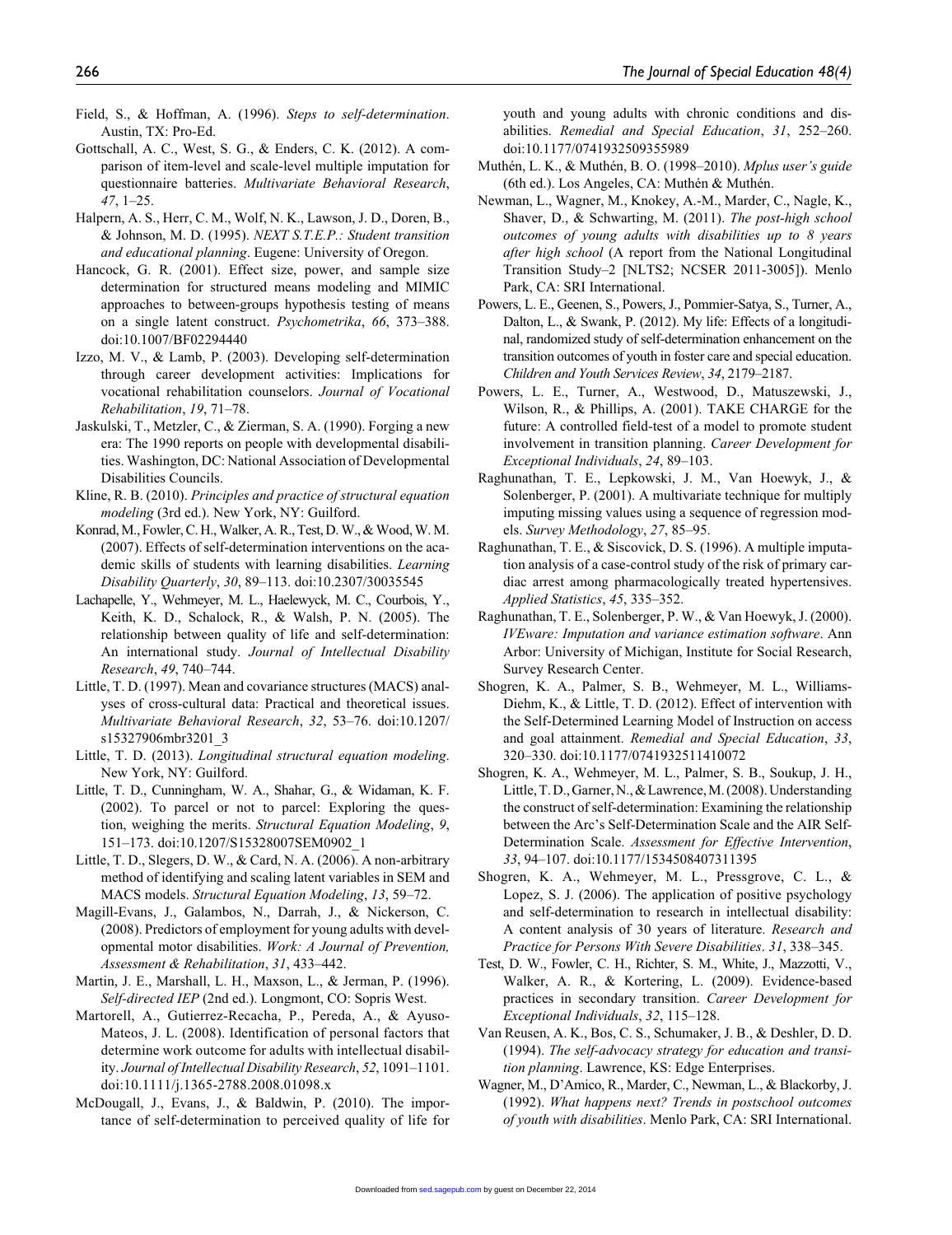Field, S., & Hoffman, A. (1996). *Steps to self-determination*. Austin, TX: Pro-Ed.

Gottschall, A. C., West, S. G., & Enders, C. K. (2012). A comparison of item-level and scale-level multiple imputation for questionnaire batteries. *Multivariate Behavioral Research*, *47*, 1–25.

Halpern, A. S., Herr, C. M., Wolf, N. K., Lawson, J. D., Doren, B., & Johnson, M. D. (1995). *NEXT S.T.E.P.: Student transition and educational planning*. Eugene: University of Oregon.

Hancock, G. R. (2001). Effect size, power, and sample size determination for structured means modeling and MIMIC approaches to between-groups hypothesis testing of means on a single latent construct. *Psychometrika*, *66*, 373–388. doi:10.1007/BF02294440

Izzo, M. V., & Lamb, P. (2003). Developing self-determination through career development activities: Implications for vocational rehabilitation counselors. *Journal of Vocational Rehabilitation*, *19*, 71–78.

Jaskulski, T., Metzler, C., & Zierman, S. A. (1990). Forging a new era: The 1990 reports on people with developmental disabilities. Washington, DC: National Association of Developmental Disabilities Councils.

Kline, R. B. (2010). *Principles and practice of structural equation modeling* (3rd ed.). New York, NY: Guilford.

Konrad, M., Fowler, C. H., Walker, A. R., Test, D. W., & Wood, W. M. (2007). Effects of self-determination interventions on the academic skills of students with learning disabilities. *Learning Disability Quarterly*, *30*, 89–113. doi:10.2307/30035545

Lachapelle, Y., Wehmeyer, M. L., Haelewyck, M. C., Courbois, Y., Keith, K. D., Schalock, R., & Walsh, P. N. (2005). The relationship between quality of life and self-determination: An international study. *Journal of Intellectual Disability Research*, *49*, 740–744.

Little, T. D. (1997). Mean and covariance structures (MACS) analyses of cross-cultural data: Practical and theoretical issues. *Multivariate Behavioral Research*, *32*, 53–76. doi:10.1207/s15327906mbr3201_3

Little, T. D. (2013). *Longitudinal structural equation modeling*. New York, NY: Guilford.

Little, T. D., Cunningham, W. A., Shahar, G., & Widaman, K. F. (2002). To parcel or not to parcel: Exploring the question, weighing the merits. *Structural Equation Modeling*, *9*, 151–173. doi:10.1207/S15328007SEM0902_1

Little, T. D., Slegers, D. W., & Card, N. A. (2006). A non-arbitrary method of identifying and scaling latent variables in SEM and MACS models. *Structural Equation Modeling*, *13*, 59–72.

Magill-Evans, J., Galambos, N., Darrah, J., & Nickerson, C. (2008). Predictors of employment for young adults with developmental motor disabilities. *Work: A Journal of Prevention, Assessment & Rehabilitation*, *31*, 433–442.

Martin, J. E., Marshall, L. H., Maxson, L., & Jerman, P. (1996). *Self-directed IEP* (2nd ed.). Longmont, CO: Sopris West.

Martorell, A., Gutierrez-Recacha, P., Pereda, A., & Ayuso-Mateos, J. L. (2008). Identification of personal factors that determine work outcome for adults with intellectual disability. *Journal of Intellectual Disability Research*, *52*, 1091–1101. doi:10.1111/j.1365-2788.2008.01098.x

McDougall, J., Evans, J., & Baldwin, P. (2010). The importance of self-determination to perceived quality of life for youth and young adults with chronic conditions and disabilities. *Remedial and Special Education*, *31*, 252–260. doi:10.1177/0741932509355989

Muthén, L. K., & Muthén, B. O. (1998–2010). *Mplus user's guide* (6th ed.). Los Angeles, CA: Muthén & Muthén.

Newman, L., Wagner, M., Knokey, A.-M., Marder, C., Nagle, K., Shaver, D., & Schwarting, M. (2011). *The post-high school outcomes of young adults with disabilities up to 8 years after high school* (A report from the National Longitudinal Transition Study–2 [NLTS2; NCSER 2011-3005]). Menlo Park, CA: SRI International.

Powers, L. E., Geenen, S., Powers, J., Pommier-Satya, S., Turner, A., Dalton, L., & Swank, P. (2012). My life: Effects of a longitudinal, randomized study of self-determination enhancement on the transition outcomes of youth in foster care and special education. *Children and Youth Services Review*, *34*, 2179–2187.

Powers, L. E., Turner, A., Westwood, D., Matuszewski, J., Wilson, R., & Phillips, A. (2001). TAKE CHARGE for the future: A controlled field-test of a model to promote student involvement in transition planning. *Career Development for Exceptional Individuals*, *24*, 89–103.

Raghunathan, T. E., Lepkowski, J. M., Van Hoewyk, J., & Solenberger, P. (2001). A multivariate technique for multiply imputing missing values using a sequence of regression models. *Survey Methodology*, *27*, 85–95.

Raghunathan, T. E., & Siscovick, D. S. (1996). A multiple imputation analysis of a case-control study of the risk of primary cardiac arrest among pharmacologically treated hypertensives. *Applied Statistics*, *45*, 335–352.

Raghunathan, T. E., Solenberger, P. W., & Van Hoewyk, J. (2000). *IVEware: Imputation and variance estimation software*. Ann Arbor: University of Michigan, Institute for Social Research, Survey Research Center.

Shogren, K. A., Palmer, S. B., Wehmeyer, M. L., Williams-Diehm, K., & Little, T. D. (2012). Effect of intervention with the Self-Determined Learning Model of Instruction on access and goal attainment. *Remedial and Special Education*, *33*, 320–330. doi:10.1177/0741932511410072

Shogren, K. A., Wehmeyer, M. L., Palmer, S. B., Soukup, J. H., Little, T. D., Garner, N., & Lawrence, M. (2008). Understanding the construct of self-determination: Examining the relationship between the Arc's Self-Determination Scale and the AIR Self-Determination Scale. *Assessment for Effective Intervention*, *33*, 94–107. doi:10.1177/1534508407311395

Shogren, K. A., Wehmeyer, M. L., Pressgrove, C. L., & Lopez, S. J. (2006). The application of positive psychology and self-determination to research in intellectual disability: A content analysis of 30 years of literature. *Research and Practice for Persons With Severe Disabilities*. *31*, 338–345.

Test, D. W., Fowler, C. H., Richter, S. M., White, J., Mazzotti, V., Walker, A. R., & Kortering, L. (2009). Evidence-based practices in secondary transition. *Career Development for Exceptional Individuals*, *32*, 115–128.

Van Reusen, A. K., Bos, C. S., Schumaker, J. B., & Deshler, D. D. (1994). *The self-advocacy strategy for education and transition planning*. Lawrence, KS: Edge Enterprises.

Wagner, M., D'Amico, R., Marder, C., Newman, L., & Blackorby, J. (1992). *What happens next? Trends in postschool outcomes of youth with disabilities*. Menlo Park, CA: SRI International.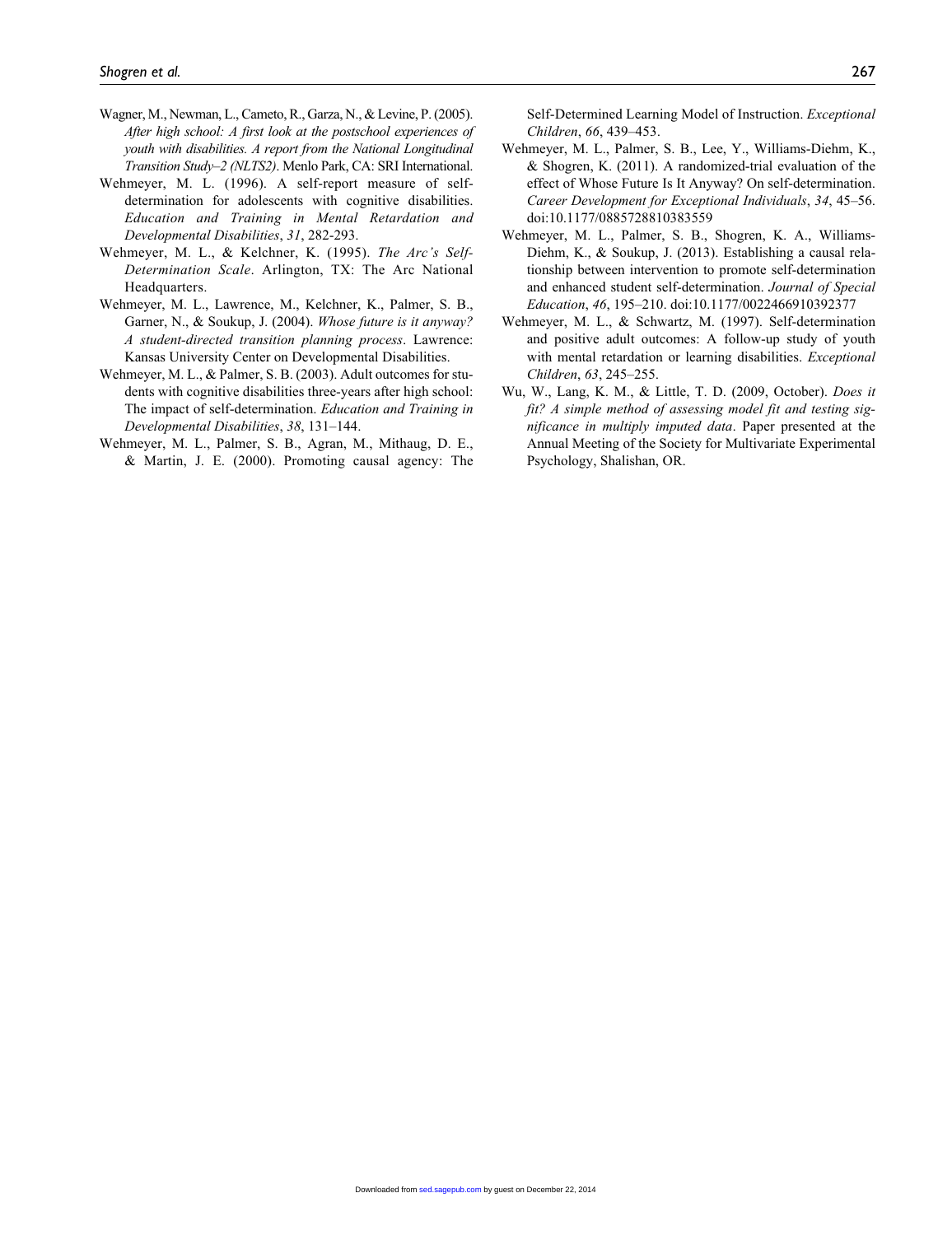Wagner, M., Newman, L., Cameto, R., Garza, N., & Levine, P. (2005). *After high school: A first look at the postschool experiences of youth with disabilities. A report from the National Longitudinal Transition Study–2 (NLTS2)*. Menlo Park, CA: SRI International.

Wehmeyer, M. L. (1996). A self-report measure of self-determination for adolescents with cognitive disabilities. *Education and Training in Mental Retardation and Developmental Disabilities*, *31*, 282-293.

Wehmeyer, M. L., & Kelchner, K. (1995). *The Arc's Self-Determination Scale*. Arlington, TX: The Arc National Headquarters.

Wehmeyer, M. L., Lawrence, M., Kelchner, K., Palmer, S. B., Garner, N., & Soukup, J. (2004). *Whose future is it anyway? A student-directed transition planning process*. Lawrence: Kansas University Center on Developmental Disabilities.

Wehmeyer, M. L., & Palmer, S. B. (2003). Adult outcomes for students with cognitive disabilities three-years after high school: The impact of self-determination. *Education and Training in Developmental Disabilities*, *38*, 131–144.

Wehmeyer, M. L., Palmer, S. B., Agran, M., Mithaug, D. E., & Martin, J. E. (2000). Promoting causal agency: The Self-Determined Learning Model of Instruction. *Exceptional Children*, *66*, 439–453.

Wehmeyer, M. L., Palmer, S. B., Lee, Y., Williams-Diehm, K., & Shogren, K. (2011). A randomized-trial evaluation of the effect of Whose Future Is It Anyway? On self-determination. *Career Development for Exceptional Individuals*, *34*, 45–56. doi:10.1177/0885728810383559

Wehmeyer, M. L., Palmer, S. B., Shogren, K. A., Williams-Diehm, K., & Soukup, J. (2013). Establishing a causal relationship between intervention to promote self-determination and enhanced student self-determination. *Journal of Special Education*, *46*, 195–210. doi:10.1177/0022466910392377

Wehmeyer, M. L., & Schwartz, M. (1997). Self-determination and positive adult outcomes: A follow-up study of youth with mental retardation or learning disabilities. *Exceptional Children*, *63*, 245–255.

Wu, W., Lang, K. M., & Little, T. D. (2009, October). *Does it fit? A simple method of assessing model fit and testing significance in multiply imputed data*. Paper presented at the Annual Meeting of the Society for Multivariate Experimental Psychology, Shalishan, OR.